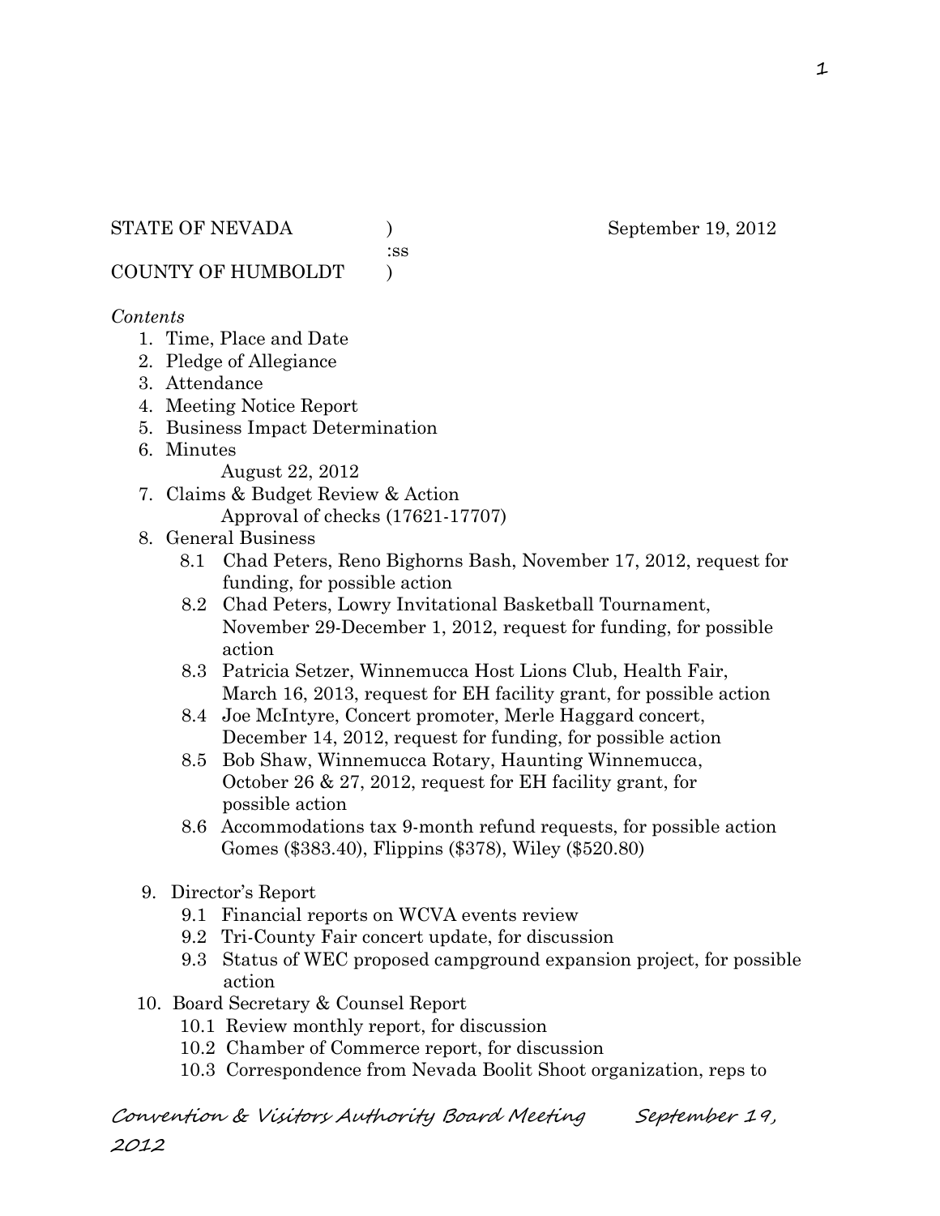STATE OF NEVADA ) September 19, 2012
:ss
COUNTY OF HUMBOLDT )

*Contents*

1. Time, Place and Date
2. Pledge of Allegiance
3. Attendance
4. Meeting Notice Report
5. Business Impact Determination
6. Minutes
   August 22, 2012
7. Claims & Budget Review & Action
   Approval of checks (17621-17707)
8. General Business
   - 8.1 Chad Peters, Reno Bighorns Bash, November 17, 2012, request for funding, for possible action
   - 8.2 Chad Peters, Lowry Invitational Basketball Tournament, November 29-December 1, 2012, request for funding, for possible action
   - 8.3 Patricia Setzer, Winnemucca Host Lions Club, Health Fair, March 16, 2013, request for EH facility grant, for possible action
   - 8.4 Joe McIntyre, Concert promoter, Merle Haggard concert, December 14, 2012, request for funding, for possible action
   - 8.5 Bob Shaw, Winnemucca Rotary, Haunting Winnemucca, October 26 & 27, 2012, request for EH facility grant, for possible action
   - 8.6 Accommodations tax 9-month refund requests, for possible action Gomes ($383.40), Flippins ($378), Wiley ($520.80)
9. Director's Report
   - 9.1 Financial reports on WCVA events review
   - 9.2 Tri-County Fair concert update, for discussion
   - 9.3 Status of WEC proposed campground expansion project, for possible action
10. Board Secretary & Counsel Report
    - 10.1 Review monthly report, for discussion
    - 10.2 Chamber of Commerce report, for discussion
    - 10.3 Correspondence from Nevada Boolit Shoot organization, reps to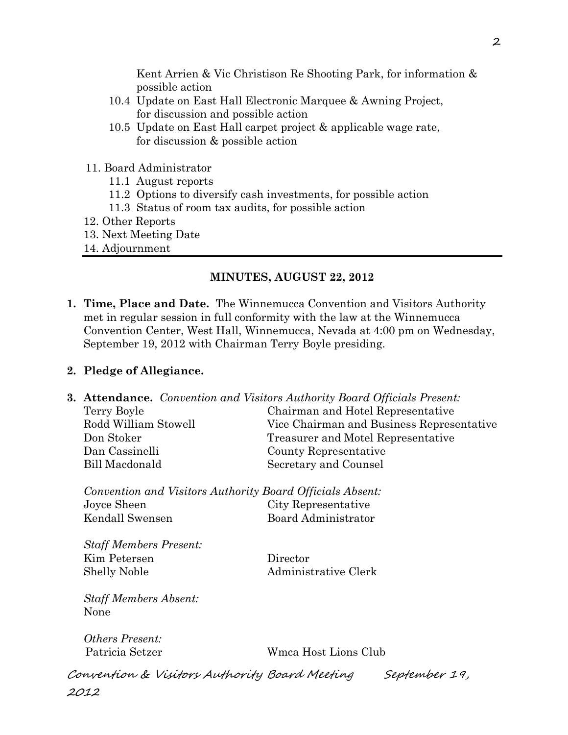Kent Arrien & Vic Christison Re Shooting Park, for information & possible action

10.4 Update on East Hall Electronic Marquee & Awning Project, for discussion and possible action

10.5 Update on East Hall carpet project & applicable wage rate, for discussion & possible action

11. Board Administrator
    - 11.1 August reports
    - 11.2 Options to diversify cash investments, for possible action
    - 11.3 Status of room tax audits, for possible action
12. Other Reports
13. Next Meeting Date
14. Adjournment

---

## MINUTES, AUGUST 22, 2012

**1. Time, Place and Date.** The Winnemucca Convention and Visitors Authority met in regular session in full conformity with the law at the Winnemucca Convention Center, West Hall, Winnemucca, Nevada at 4:00 pm on Wednesday, September 19, 2012 with Chairman Terry Boyle presiding.

**2. Pledge of Allegiance.**

**3. Attendance.** *Convention and Visitors Authority Board Officials Present:*

| | |
|---|---|
| Terry Boyle | Chairman and Hotel Representative |
| Rodd William Stowell | Vice Chairman and Business Representative |
| Don Stoker | Treasurer and Motel Representative |
| Dan Cassinelli | County Representative |
| Bill Macdonald | Secretary and Counsel |

*Convention and Visitors Authority Board Officials Absent:*

| | |
|---|---|
| Joyce Sheen | City Representative |
| Kendall Swensen | Board Administrator |

*Staff Members Present:*

| | |
|---|---|
| Kim Petersen | Director |
| Shelly Noble | Administrative Clerk |

*Staff Members Absent:*
None

*Others Present:*

| | |
|---|---|
| Patricia Setzer | Wmca Host Lions Club |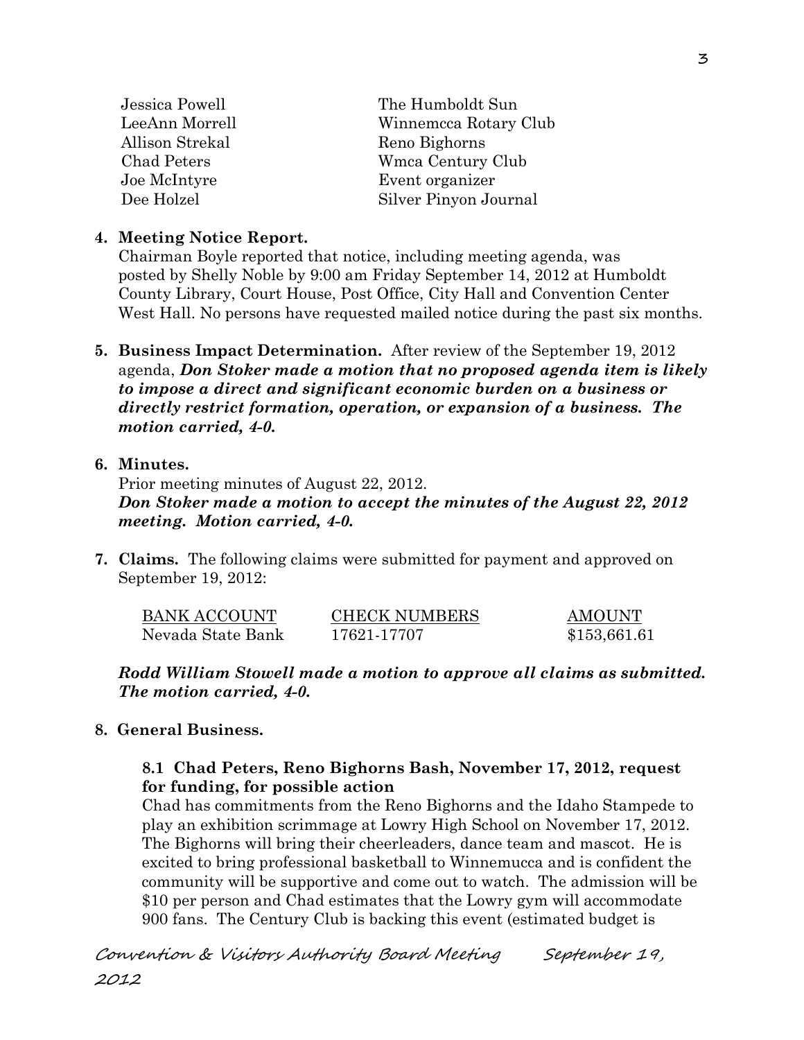| | |
|---|---|
| Jessica Powell | The Humboldt Sun |
| LeeAnn Morrell | Winnemcca Rotary Club |
| Allison Strekal | Reno Bighorns |
| Chad Peters | Wmca Century Club |
| Joe McIntyre | Event organizer |
| Dee Holzel | Silver Pinyon Journal |

**4. Meeting Notice Report.**

Chairman Boyle reported that notice, including meeting agenda, was posted by Shelly Noble by 9:00 am Friday September 14, 2012 at Humboldt County Library, Court House, Post Office, City Hall and Convention Center West Hall. No persons have requested mailed notice during the past six months.

**5. Business Impact Determination.** After review of the September 19, 2012 agenda, ***Don Stoker made a motion that no proposed agenda item is likely to impose a direct and significant economic burden on a business or directly restrict formation, operation, or expansion of a business. The motion carried, 4-0.***

**6. Minutes.**

Prior meeting minutes of August 22, 2012.

***Don Stoker made a motion to accept the minutes of the August 22, 2012 meeting. Motion carried, 4-0.***

**7. Claims.** The following claims were submitted for payment and approved on September 19, 2012:

| BANK ACCOUNT | CHECK NUMBERS | AMOUNT |
|---|---|---|
| Nevada State Bank | 17621-17707 | \$153,661.61 |

***Rodd William Stowell made a motion to approve all claims as submitted. The motion carried, 4-0.***

**8. General Business.**

**8.1 Chad Peters, Reno Bighorns Bash, November 17, 2012, request for funding, for possible action**

Chad has commitments from the Reno Bighorns and the Idaho Stampede to play an exhibition scrimmage at Lowry High School on November 17, 2012. The Bighorns will bring their cheerleaders, dance team and mascot. He is excited to bring professional basketball to Winnemucca and is confident the community will be supportive and come out to watch. The admission will be \$10 per person and Chad estimates that the Lowry gym will accommodate 900 fans. The Century Club is backing this event (estimated budget is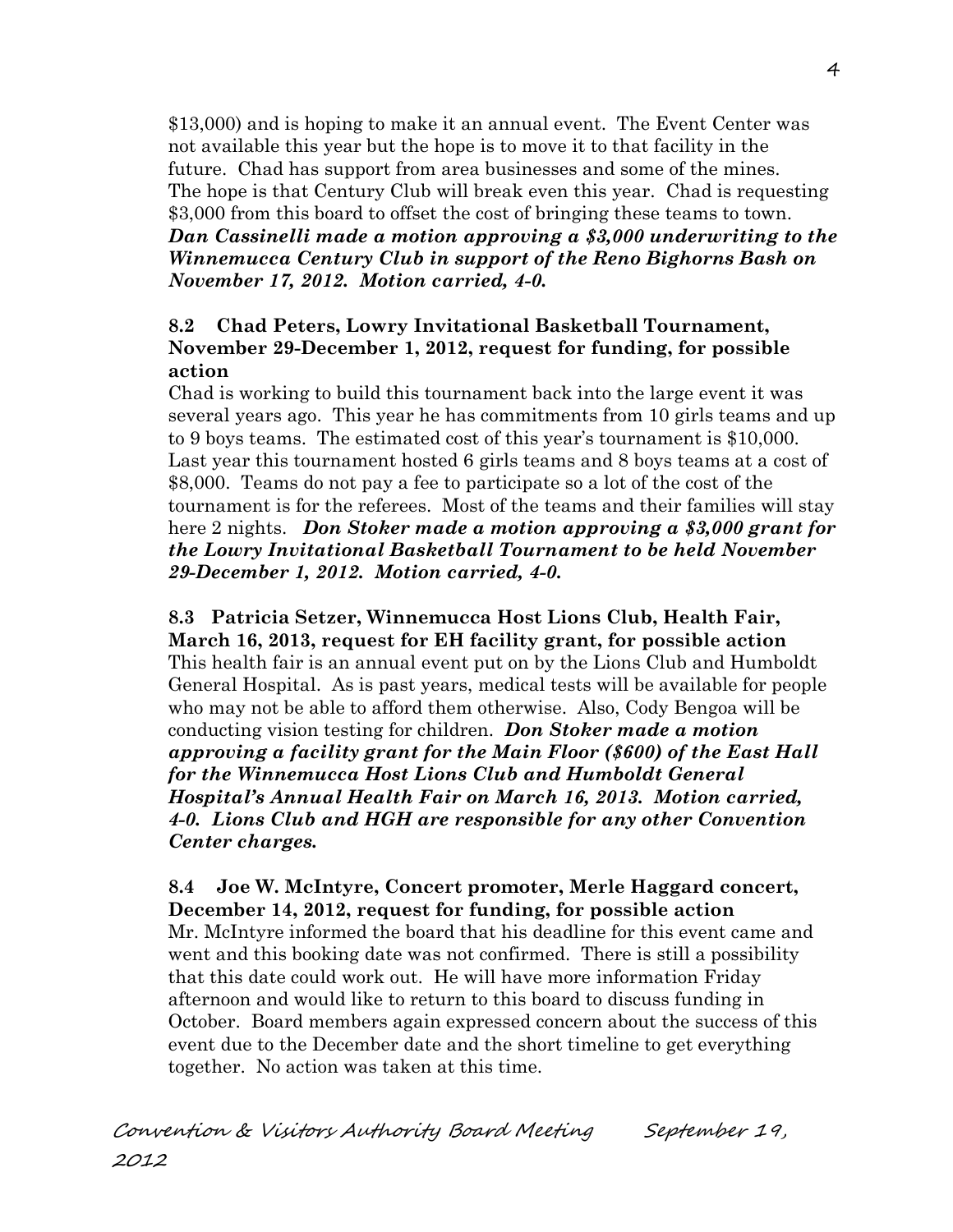$13,000) and is hoping to make it an annual event. The Event Center was not available this year but the hope is to move it to that facility in the future. Chad has support from area businesses and some of the mines. The hope is that Century Club will break even this year. Chad is requesting $3,000 from this board to offset the cost of bringing these teams to town. ***Dan Cassinelli made a motion approving a $3,000 underwriting to the Winnemucca Century Club in support of the Reno Bighorns Bash on November 17, 2012. Motion carried, 4-0.***

**8.2 Chad Peters, Lowry Invitational Basketball Tournament, November 29-December 1, 2012, request for funding, for possible action**

Chad is working to build this tournament back into the large event it was several years ago. This year he has commitments from 10 girls teams and up to 9 boys teams. The estimated cost of this year's tournament is $10,000. Last year this tournament hosted 6 girls teams and 8 boys teams at a cost of $8,000. Teams do not pay a fee to participate so a lot of the cost of the tournament is for the referees. Most of the teams and their families will stay here 2 nights. ***Don Stoker made a motion approving a $3,000 grant for the Lowry Invitational Basketball Tournament to be held November 29-December 1, 2012. Motion carried, 4-0.***

**8.3 Patricia Setzer, Winnemucca Host Lions Club, Health Fair, March 16, 2013, request for EH facility grant, for possible action**

This health fair is an annual event put on by the Lions Club and Humboldt General Hospital. As is past years, medical tests will be available for people who may not be able to afford them otherwise. Also, Cody Bengoa will be conducting vision testing for children. ***Don Stoker made a motion approving a facility grant for the Main Floor ($600) of the East Hall for the Winnemucca Host Lions Club and Humboldt General Hospital's Annual Health Fair on March 16, 2013. Motion carried, 4-0. Lions Club and HGH are responsible for any other Convention Center charges.***

**8.4 Joe W. McIntyre, Concert promoter, Merle Haggard concert, December 14, 2012, request for funding, for possible action**

Mr. McIntyre informed the board that his deadline for this event came and went and this booking date was not confirmed. There is still a possibility that this date could work out. He will have more information Friday afternoon and would like to return to this board to discuss funding in October. Board members again expressed concern about the success of this event due to the December date and the short timeline to get everything together. No action was taken at this time.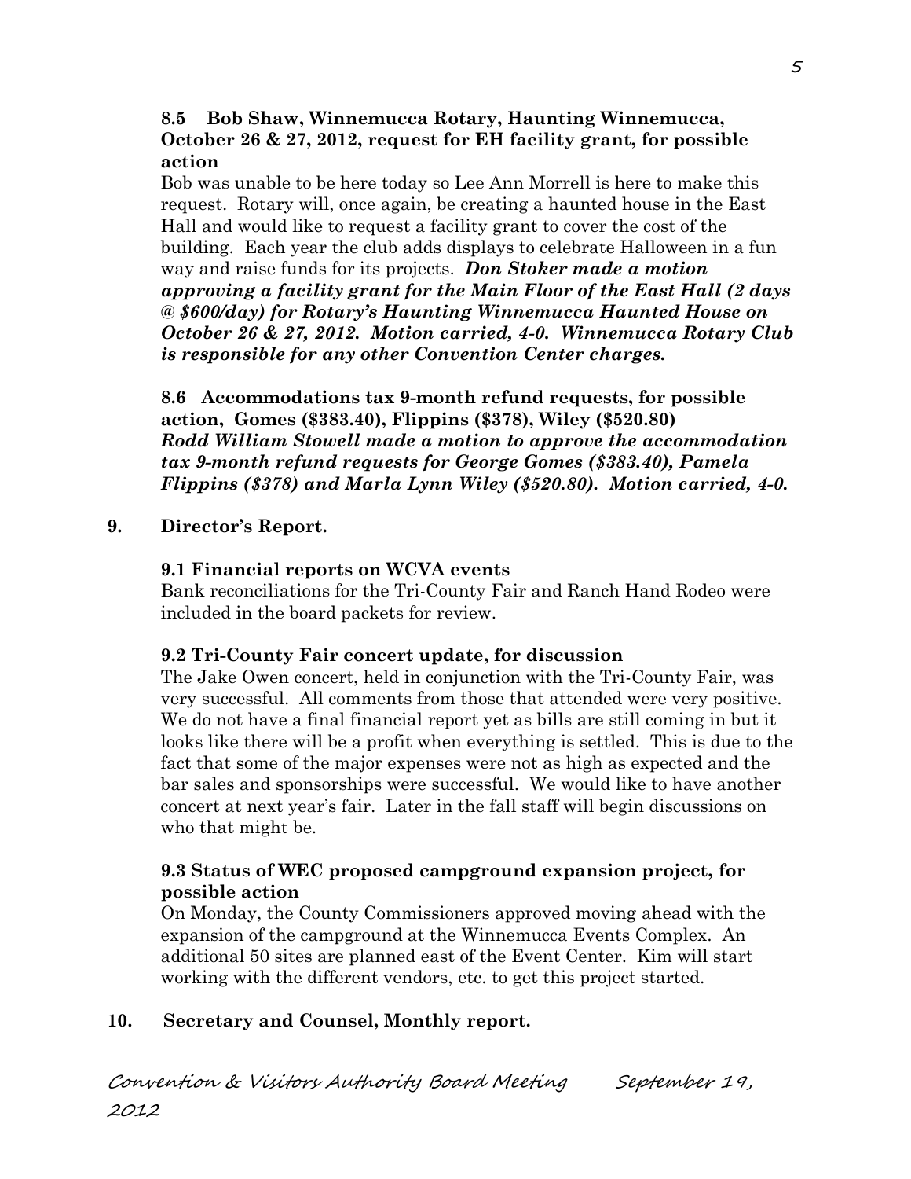**8.5 Bob Shaw, Winnemucca Rotary, Haunting Winnemucca, October 26 & 27, 2012, request for EH facility grant, for possible action**

Bob was unable to be here today so Lee Ann Morrell is here to make this request. Rotary will, once again, be creating a haunted house in the East Hall and would like to request a facility grant to cover the cost of the building. Each year the club adds displays to celebrate Halloween in a fun way and raise funds for its projects. ***Don Stoker made a motion approving a facility grant for the Main Floor of the East Hall (2 days @ $600/day) for Rotary's Haunting Winnemucca Haunted House on October 26 & 27, 2012. Motion carried, 4-0. Winnemucca Rotary Club is responsible for any other Convention Center charges.***

**8.6 Accommodations tax 9-month refund requests, for possible action, Gomes ($383.40), Flippins ($378), Wiley ($520.80)**
***Rodd William Stowell made a motion to approve the accommodation tax 9-month refund requests for George Gomes ($383.40), Pamela Flippins ($378) and Marla Lynn Wiley ($520.80). Motion carried, 4-0.***

**9. Director's Report.**

**9.1 Financial reports on WCVA events**

Bank reconciliations for the Tri-County Fair and Ranch Hand Rodeo were included in the board packets for review.

**9.2 Tri-County Fair concert update, for discussion**

The Jake Owen concert, held in conjunction with the Tri-County Fair, was very successful. All comments from those that attended were very positive. We do not have a final financial report yet as bills are still coming in but it looks like there will be a profit when everything is settled. This is due to the fact that some of the major expenses were not as high as expected and the bar sales and sponsorships were successful. We would like to have another concert at next year's fair. Later in the fall staff will begin discussions on who that might be.

**9.3 Status of WEC proposed campground expansion project, for possible action**

On Monday, the County Commissioners approved moving ahead with the expansion of the campground at the Winnemucca Events Complex. An additional 50 sites are planned east of the Event Center. Kim will start working with the different vendors, etc. to get this project started.

**10. Secretary and Counsel, Monthly report.**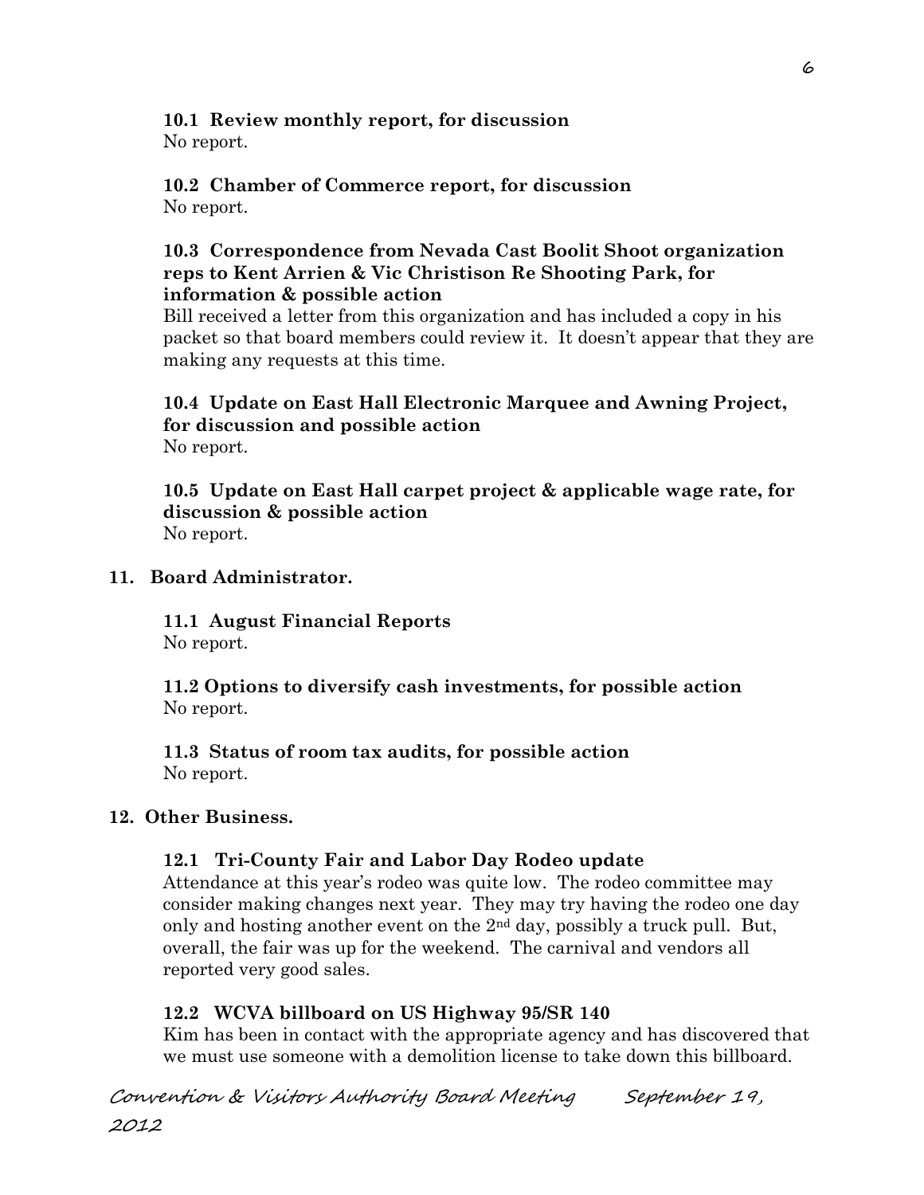**10.1 Review monthly report, for discussion**
No report.

**10.2 Chamber of Commerce report, for discussion**
No report.

**10.3 Correspondence from Nevada Cast Boolit Shoot organization reps to Kent Arrien & Vic Christison Re Shooting Park, for information & possible action**
Bill received a letter from this organization and has included a copy in his packet so that board members could review it. It doesn't appear that they are making any requests at this time.

**10.4 Update on East Hall Electronic Marquee and Awning Project, for discussion and possible action**
No report.

**10.5 Update on East Hall carpet project & applicable wage rate, for discussion & possible action**
No report.

**11. Board Administrator.**

**11.1 August Financial Reports**
No report.

**11.2 Options to diversify cash investments, for possible action**
No report.

**11.3 Status of room tax audits, for possible action**
No report.

**12. Other Business.**

**12.1 Tri-County Fair and Labor Day Rodeo update**
Attendance at this year's rodeo was quite low. The rodeo committee may consider making changes next year. They may try having the rodeo one day only and hosting another event on the 2nd day, possibly a truck pull. But, overall, the fair was up for the weekend. The carnival and vendors all reported very good sales.

**12.2 WCVA billboard on US Highway 95/SR 140**
Kim has been in contact with the appropriate agency and has discovered that we must use someone with a demolition license to take down this billboard.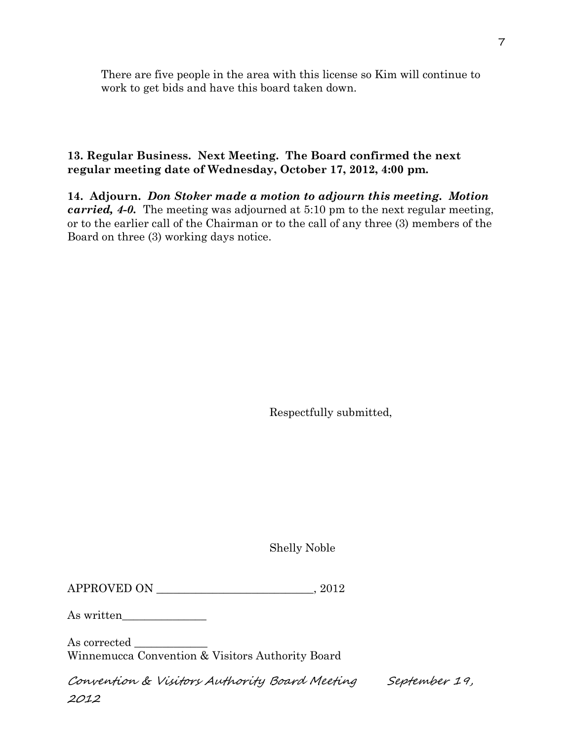There are five people in the area with this license so Kim will continue to work to get bids and have this board taken down.

**13. Regular Business. Next Meeting. The Board confirmed the next regular meeting date of Wednesday, October 17, 2012, 4:00 pm.**

**14. Adjourn.** ***Don Stoker made a motion to adjourn this meeting. Motion carried, 4-0.*** The meeting was adjourned at 5:10 pm to the next regular meeting, or to the earlier call of the Chairman or to the call of any three (3) members of the Board on three (3) working days notice.

Respectfully submitted,

Shelly Noble

APPROVED ON ____________________________, 2012

As written_______________

As corrected _____________
Winnemucca Convention & Visitors Authority Board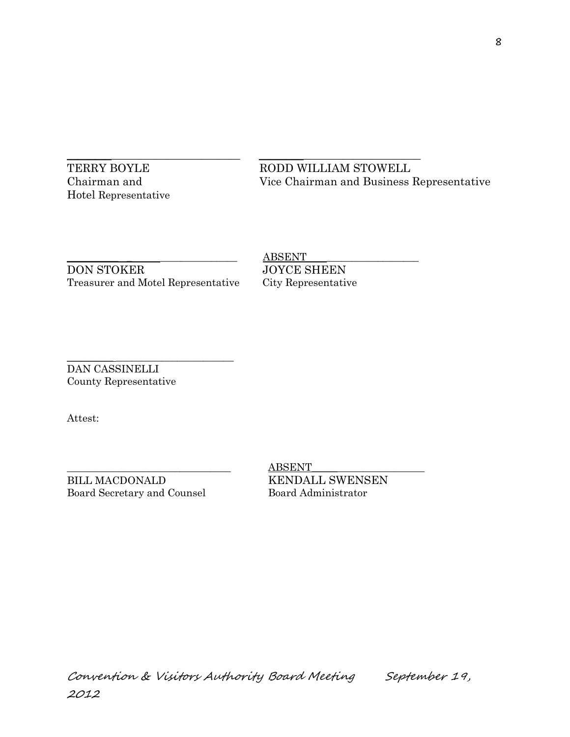TERRY BOYLE
Chairman and
Hotel Representative

RODD WILLIAM STOWELL
Vice Chairman and Business Representative

DON STOKER
Treasurer and Motel Representative

ABSENT
JOYCE SHEEN
City Representative

DAN CASSINELLI
County Representative

Attest:

BILL MACDONALD
Board Secretary and Counsel

ABSENT
KENDALL SWENSEN
Board Administrator